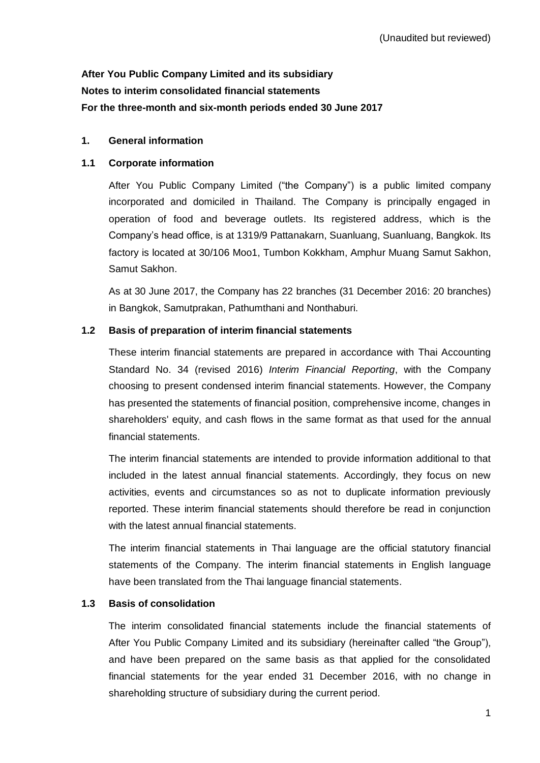(Unaudited but reviewed)

**After You Public Company Limited and its subsidiary**
**Notes to interim consolidated financial statements**
**For the three-month and six-month periods ended 30 June 2017**

## 1. General information

### 1.1 Corporate information

After You Public Company Limited ("the Company") is a public limited company incorporated and domiciled in Thailand. The Company is principally engaged in operation of food and beverage outlets. Its registered address, which is the Company's head office, is at 1319/9 Pattanakarn, Suanluang, Suanluang, Bangkok. Its factory is located at 30/106 Moo1, Tumbon Kokkham, Amphur Muang Samut Sakhon, Samut Sakhon.

As at 30 June 2017, the Company has 22 branches (31 December 2016: 20 branches) in Bangkok, Samutprakan, Pathumthani and Nonthaburi.

### 1.2 Basis of preparation of interim financial statements

These interim financial statements are prepared in accordance with Thai Accounting Standard No. 34 (revised 2016) *Interim Financial Reporting*, with the Company choosing to present condensed interim financial statements. However, the Company has presented the statements of financial position, comprehensive income, changes in shareholders' equity, and cash flows in the same format as that used for the annual financial statements.

The interim financial statements are intended to provide information additional to that included in the latest annual financial statements. Accordingly, they focus on new activities, events and circumstances so as not to duplicate information previously reported. These interim financial statements should therefore be read in conjunction with the latest annual financial statements.

The interim financial statements in Thai language are the official statutory financial statements of the Company. The interim financial statements in English language have been translated from the Thai language financial statements.

### 1.3 Basis of consolidation

The interim consolidated financial statements include the financial statements of After You Public Company Limited and its subsidiary (hereinafter called "the Group"), and have been prepared on the same basis as that applied for the consolidated financial statements for the year ended 31 December 2016, with no change in shareholding structure of subsidiary during the current period.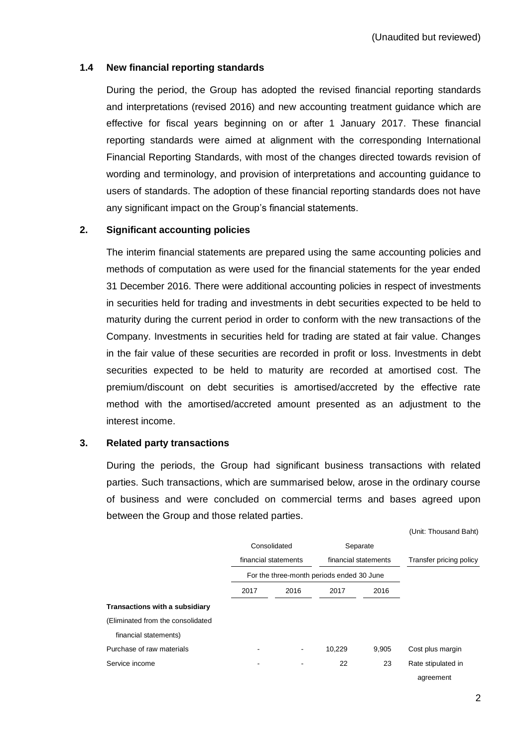(Unaudited but reviewed)

### 1.4 New financial reporting standards

During the period, the Group has adopted the revised financial reporting standards and interpretations (revised 2016) and new accounting treatment guidance which are effective for fiscal years beginning on or after 1 January 2017. These financial reporting standards were aimed at alignment with the corresponding International Financial Reporting Standards, with most of the changes directed towards revision of wording and terminology, and provision of interpretations and accounting guidance to users of standards. The adoption of these financial reporting standards does not have any significant impact on the Group's financial statements.

## 2. Significant accounting policies

The interim financial statements are prepared using the same accounting policies and methods of computation as were used for the financial statements for the year ended 31 December 2016. There were additional accounting policies in respect of investments in securities held for trading and investments in debt securities expected to be held to maturity during the current period in order to conform with the new transactions of the Company. Investments in securities held for trading are stated at fair value. Changes in the fair value of these securities are recorded in profit or loss. Investments in debt securities expected to be held to maturity are recorded at amortised cost. The premium/discount on debt securities is amortised/accreted by the effective rate method with the amortised/accreted amount presented as an adjustment to the interest income.

## 3. Related party transactions

During the periods, the Group had significant business transactions with related parties. Such transactions, which are summarised below, arose in the ordinary course of business and were concluded on commercial terms and bases agreed upon between the Group and those related parties.

(Unit: Thousand Baht)

| | Consolidated financial statements | | Separate financial statements | | Transfer pricing policy |
|---|---|---|---|---|---|
| | For the three-month periods ended 30 June | | | | |
| | 2017 | 2016 | 2017 | 2016 | |
| **Transactions with a subsidiary** | | | | | |
| (Eliminated from the consolidated financial statements) | | | | | |
| Purchase of raw materials | - | - | 10,229 | 9,905 | Cost plus margin |
| Service income | - | - | 22 | 23 | Rate stipulated in agreement |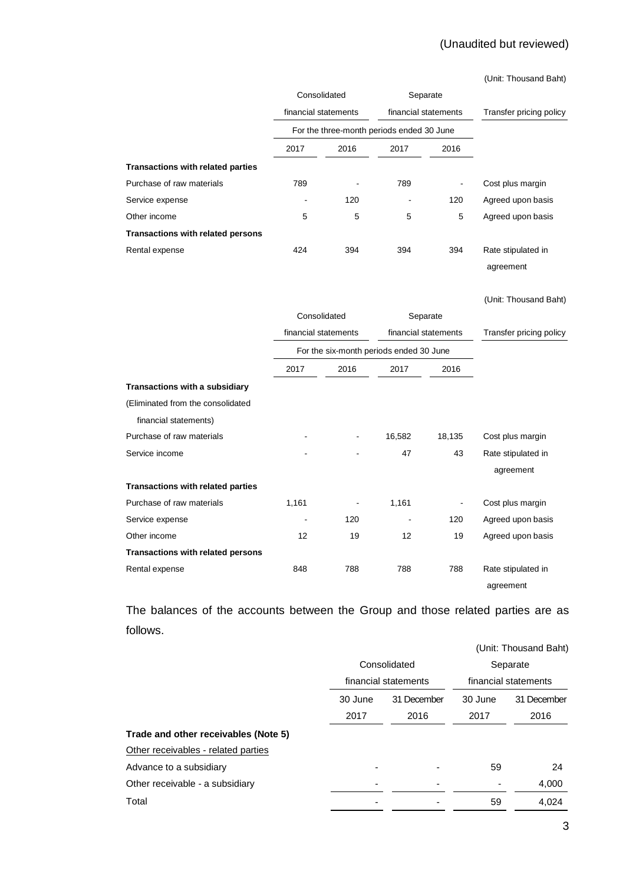(Unaudited but reviewed)

(Unit: Thousand Baht)

| | Consolidated financial statements | | Separate financial statements | | Transfer pricing policy |
|---|---|---|---|---|---|
| | For the three-month periods ended 30 June | | | | |
| | 2017 | 2016 | 2017 | 2016 | |
| **Transactions with related parties** | | | | | |
| Purchase of raw materials | 789 | - | 789 | - | Cost plus margin |
| Service expense | - | 120 | - | 120 | Agreed upon basis |
| Other income | 5 | 5 | 5 | 5 | Agreed upon basis |
| **Transactions with related persons** | | | | | |
| Rental expense | 424 | 394 | 394 | 394 | Rate stipulated in agreement |

(Unit: Thousand Baht)

| | Consolidated financial statements | | Separate financial statements | | Transfer pricing policy |
|---|---|---|---|---|---|
| | For the six-month periods ended 30 June | | | | |
| | 2017 | 2016 | 2017 | 2016 | |
| **Transactions with a subsidiary** | | | | | |
| (Eliminated from the consolidated financial statements) | | | | | |
| Purchase of raw materials | - | - | 16,582 | 18,135 | Cost plus margin |
| Service income | - | - | 47 | 43 | Rate stipulated in agreement |
| **Transactions with related parties** | | | | | |
| Purchase of raw materials | 1,161 | - | 1,161 | - | Cost plus margin |
| Service expense | - | 120 | - | 120 | Agreed upon basis |
| Other income | 12 | 19 | 12 | 19 | Agreed upon basis |
| **Transactions with related persons** | | | | | |
| Rental expense | 848 | 788 | 788 | 788 | Rate stipulated in agreement |

The balances of the accounts between the Group and those related parties are as follows.

(Unit: Thousand Baht)

| | Consolidated financial statements | | Separate financial statements | |
|---|---|---|---|---|
| | 30 June 2017 | 31 December 2016 | 30 June 2017 | 31 December 2016 |
| **Trade and other receivables (Note 5)** | | | | |
| Other receivables - related parties | | | | |
| Advance to a subsidiary | - | - | 59 | 24 |
| Other receivable - a subsidiary | - | - | - | 4,000 |
| Total | - | - | 59 | 4,024 |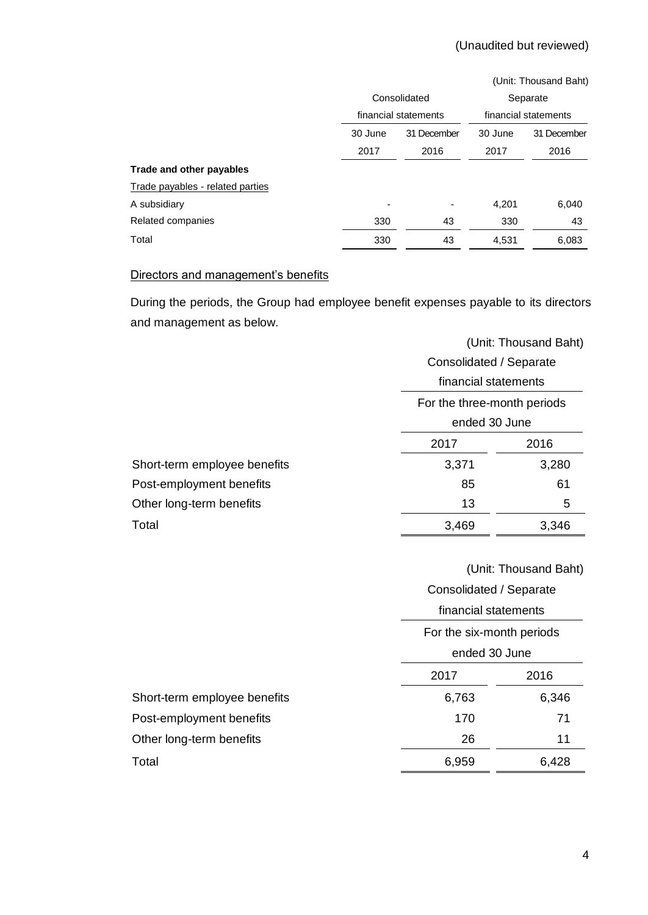(Unaudited but reviewed)

(Unit: Thousand Baht)

| | Consolidated financial statements | | Separate financial statements | |
|---|---|---|---|---|
| | 30 June 2017 | 31 December 2016 | 30 June 2017 | 31 December 2016 |
| **Trade and other payables** | | | | |
| Trade payables - related parties | | | | |
| A subsidiary | - | - | 4,201 | 6,040 |
| Related companies | 330 | 43 | 330 | 43 |
| Total | 330 | 43 | 4,531 | 6,083 |

Directors and management's benefits

During the periods, the Group had employee benefit expenses payable to its directors and management as below.

(Unit: Thousand Baht)

| | Consolidated / Separate financial statements | |
|---|---|---|
| | For the three-month periods ended 30 June | |
| | 2017 | 2016 |
| Short-term employee benefits | 3,371 | 3,280 |
| Post-employment benefits | 85 | 61 |
| Other long-term benefits | 13 | 5 |
| Total | 3,469 | 3,346 |

(Unit: Thousand Baht)

| | Consolidated / Separate financial statements | |
|---|---|---|
| | For the six-month periods ended 30 June | |
| | 2017 | 2016 |
| Short-term employee benefits | 6,763 | 6,346 |
| Post-employment benefits | 170 | 71 |
| Other long-term benefits | 26 | 11 |
| Total | 6,959 | 6,428 |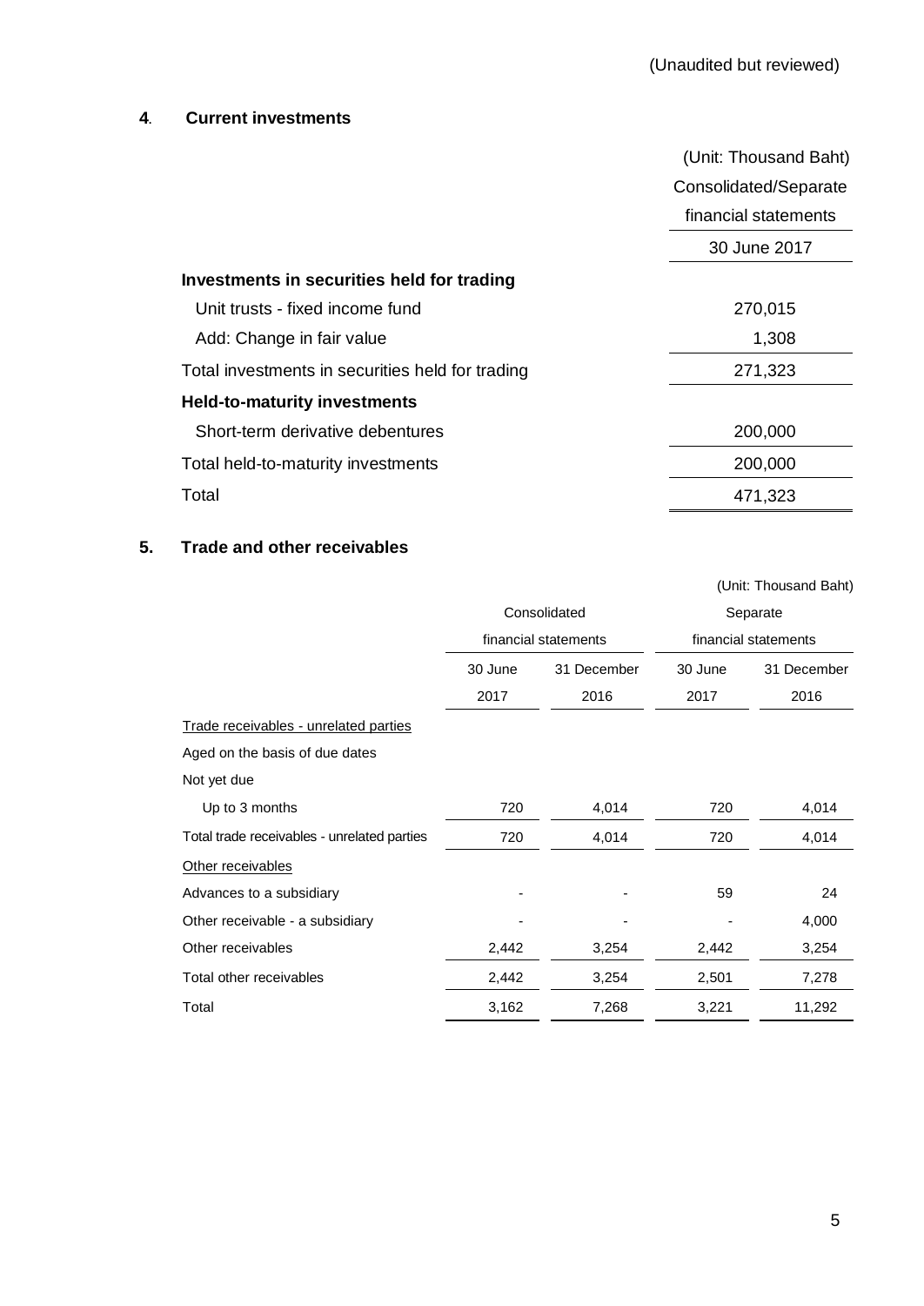(Unaudited but reviewed)

## 4. Current investments

| | (Unit: Thousand Baht) |
|---|---|
| | Consolidated/Separate financial statements |
| | 30 June 2017 |
| **Investments in securities held for trading** | |
| Unit trusts - fixed income fund | 270,015 |
| Add: Change in fair value | 1,308 |
| Total investments in securities held for trading | 271,323 |
| **Held-to-maturity investments** | |
| Short-term derivative debentures | 200,000 |
| Total held-to-maturity investments | 200,000 |
| Total | 471,323 |

## 5. Trade and other receivables

(Unit: Thousand Baht)

| | Consolidated financial statements | | Separate financial statements | |
|---|---|---|---|---|
| | 30 June 2017 | 31 December 2016 | 30 June 2017 | 31 December 2016 |
| Trade receivables - unrelated parties | | | | |
| Aged on the basis of due dates | | | | |
| Not yet due | | | | |
| Up to 3 months | 720 | 4,014 | 720 | 4,014 |
| Total trade receivables - unrelated parties | 720 | 4,014 | 720 | 4,014 |
| Other receivables | | | | |
| Advances to a subsidiary | - | - | 59 | 24 |
| Other receivable - a subsidiary | - | - | - | 4,000 |
| Other receivables | 2,442 | 3,254 | 2,442 | 3,254 |
| Total other receivables | 2,442 | 3,254 | 2,501 | 7,278 |
| Total | 3,162 | 7,268 | 3,221 | 11,292 |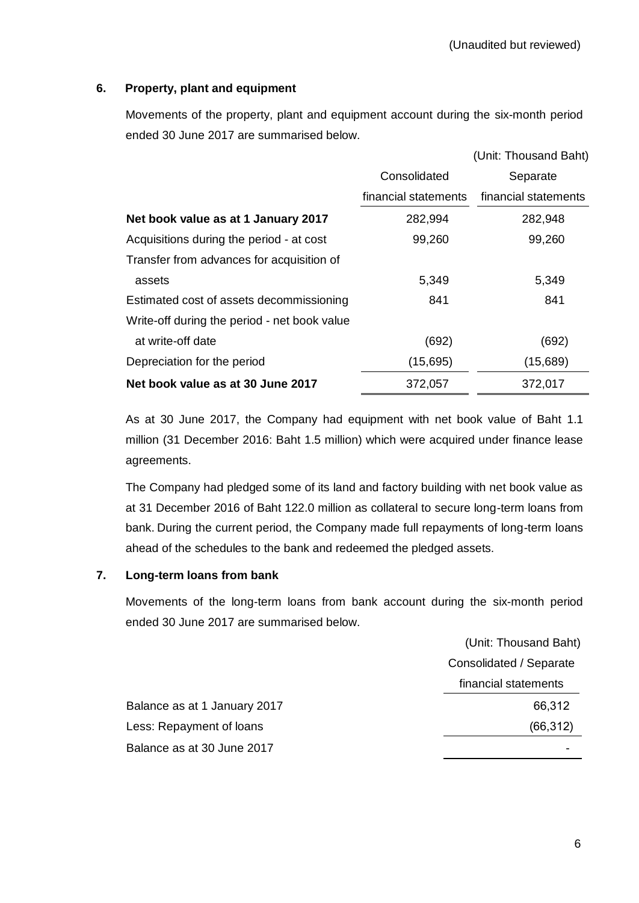(Unaudited but reviewed)

## 6. Property, plant and equipment

Movements of the property, plant and equipment account during the six-month period ended 30 June 2017 are summarised below.

(Unit: Thousand Baht)

| | Consolidated financial statements | Separate financial statements |
|---|---|---|
| **Net book value as at 1 January 2017** | 282,994 | 282,948 |
| Acquisitions during the period - at cost | 99,260 | 99,260 |
| Transfer from advances for acquisition of assets | 5,349 | 5,349 |
| Estimated cost of assets decommissioning | 841 | 841 |
| Write-off during the period - net book value at write-off date | (692) | (692) |
| Depreciation for the period | (15,695) | (15,689) |
| **Net book value as at 30 June 2017** | 372,057 | 372,017 |

As at 30 June 2017, the Company had equipment with net book value of Baht 1.1 million (31 December 2016: Baht 1.5 million) which were acquired under finance lease agreements.

The Company had pledged some of its land and factory building with net book value as at 31 December 2016 of Baht 122.0 million as collateral to secure long-term loans from bank. During the current period, the Company made full repayments of long-term loans ahead of the schedules to the bank and redeemed the pledged assets.

## 7. Long-term loans from bank

Movements of the long-term loans from bank account during the six-month period ended 30 June 2017 are summarised below.

(Unit: Thousand Baht)

| | Consolidated / Separate financial statements |
|---|---|
| Balance as at 1 January 2017 | 66,312 |
| Less: Repayment of loans | (66,312) |
| Balance as at 30 June 2017 | - |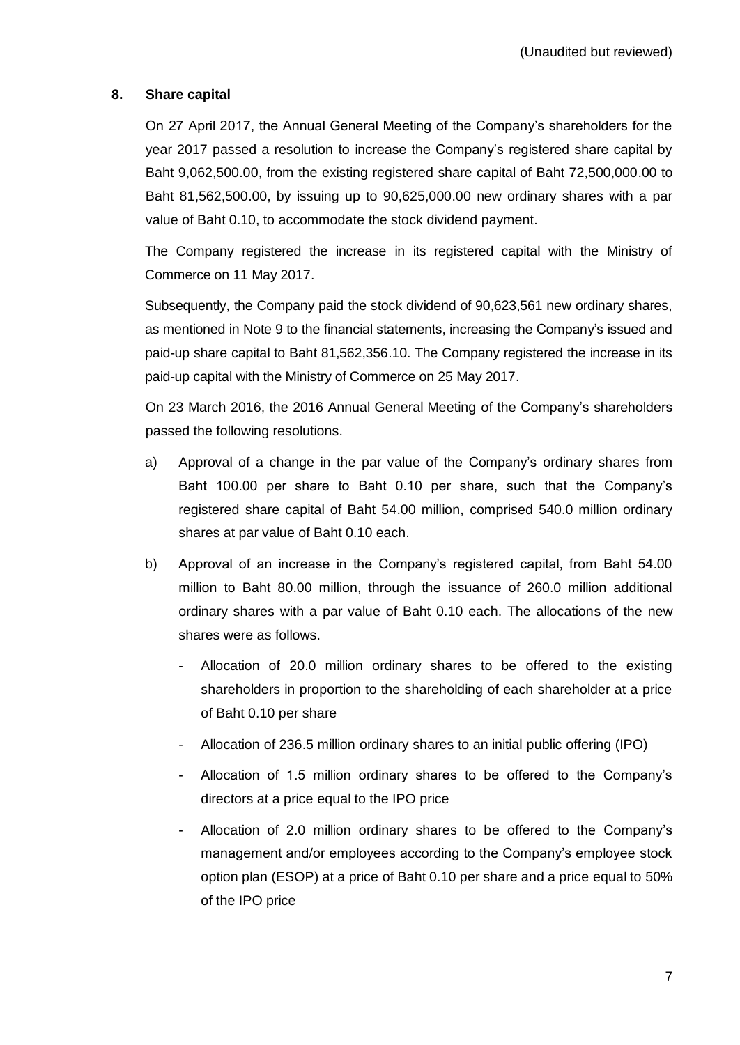(Unaudited but reviewed)

## 8. Share capital

On 27 April 2017, the Annual General Meeting of the Company's shareholders for the year 2017 passed a resolution to increase the Company's registered share capital by Baht 9,062,500.00, from the existing registered share capital of Baht 72,500,000.00 to Baht 81,562,500.00, by issuing up to 90,625,000.00 new ordinary shares with a par value of Baht 0.10, to accommodate the stock dividend payment.

The Company registered the increase in its registered capital with the Ministry of Commerce on 11 May 2017.

Subsequently, the Company paid the stock dividend of 90,623,561 new ordinary shares, as mentioned in Note 9 to the financial statements, increasing the Company's issued and paid-up share capital to Baht 81,562,356.10. The Company registered the increase in its paid-up capital with the Ministry of Commerce on 25 May 2017.

On 23 March 2016, the 2016 Annual General Meeting of the Company's shareholders passed the following resolutions.

a) Approval of a change in the par value of the Company's ordinary shares from Baht 100.00 per share to Baht 0.10 per share, such that the Company's registered share capital of Baht 54.00 million, comprised 540.0 million ordinary shares at par value of Baht 0.10 each.

b) Approval of an increase in the Company's registered capital, from Baht 54.00 million to Baht 80.00 million, through the issuance of 260.0 million additional ordinary shares with a par value of Baht 0.10 each. The allocations of the new shares were as follows.

   - Allocation of 20.0 million ordinary shares to be offered to the existing shareholders in proportion to the shareholding of each shareholder at a price of Baht 0.10 per share
   - Allocation of 236.5 million ordinary shares to an initial public offering (IPO)
   - Allocation of 1.5 million ordinary shares to be offered to the Company's directors at a price equal to the IPO price
   - Allocation of 2.0 million ordinary shares to be offered to the Company's management and/or employees according to the Company's employee stock option plan (ESOP) at a price of Baht 0.10 per share and a price equal to 50% of the IPO price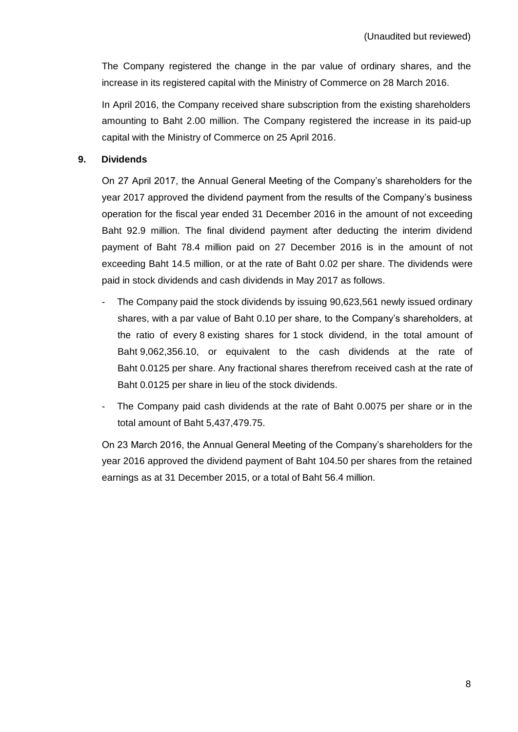The Company registered the change in the par value of ordinary shares, and the increase in its registered capital with the Ministry of Commerce on 28 March 2016.

In April 2016, the Company received share subscription from the existing shareholders amounting to Baht 2.00 million. The Company registered the increase in its paid-up capital with the Ministry of Commerce on 25 April 2016.

## 9. Dividends

On 27 April 2017, the Annual General Meeting of the Company's shareholders for the year 2017 approved the dividend payment from the results of the Company's business operation for the fiscal year ended 31 December 2016 in the amount of not exceeding Baht 92.9 million. The final dividend payment after deducting the interim dividend payment of Baht 78.4 million paid on 27 December 2016 is in the amount of not exceeding Baht 14.5 million, or at the rate of Baht 0.02 per share. The dividends were paid in stock dividends and cash dividends in May 2017 as follows.

- The Company paid the stock dividends by issuing 90,623,561 newly issued ordinary shares, with a par value of Baht 0.10 per share, to the Company's shareholders, at the ratio of every 8 existing shares for 1 stock dividend, in the total amount of Baht 9,062,356.10, or equivalent to the cash dividends at the rate of Baht 0.0125 per share. Any fractional shares therefrom received cash at the rate of Baht 0.0125 per share in lieu of the stock dividends.
- The Company paid cash dividends at the rate of Baht 0.0075 per share or in the total amount of Baht 5,437,479.75.

On 23 March 2016, the Annual General Meeting of the Company's shareholders for the year 2016 approved the dividend payment of Baht 104.50 per shares from the retained earnings as at 31 December 2015, or a total of Baht 56.4 million.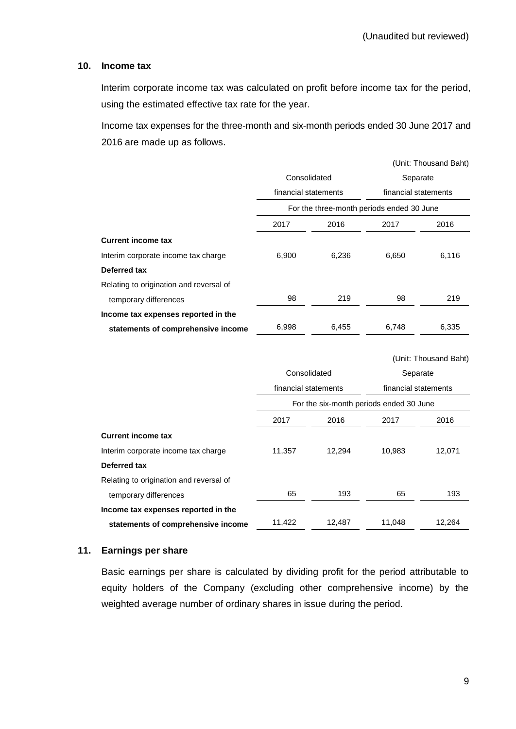(Unaudited but reviewed)

## 10. Income tax

Interim corporate income tax was calculated on profit before income tax for the period, using the estimated effective tax rate for the year.

Income tax expenses for the three-month and six-month periods ended 30 June 2017 and 2016 are made up as follows.

(Unit: Thousand Baht)

| | Consolidated financial statements | | Separate financial statements | |
|---|---|---|---|---|
| | For the three-month periods ended 30 June | | | |
| | 2017 | 2016 | 2017 | 2016 |
| **Current income tax** | | | | |
| Interim corporate income tax charge | 6,900 | 6,236 | 6,650 | 6,116 |
| **Deferred tax** | | | | |
| Relating to origination and reversal of temporary differences | 98 | 219 | 98 | 219 |
| **Income tax expenses reported in the statements of comprehensive income** | 6,998 | 6,455 | 6,748 | 6,335 |

(Unit: Thousand Baht)

| | Consolidated financial statements | | Separate financial statements | |
|---|---|---|---|---|
| | For the six-month periods ended 30 June | | | |
| | 2017 | 2016 | 2017 | 2016 |
| **Current income tax** | | | | |
| Interim corporate income tax charge | 11,357 | 12,294 | 10,983 | 12,071 |
| **Deferred tax** | | | | |
| Relating to origination and reversal of temporary differences | 65 | 193 | 65 | 193 |
| **Income tax expenses reported in the statements of comprehensive income** | 11,422 | 12,487 | 11,048 | 12,264 |

## 11. Earnings per share

Basic earnings per share is calculated by dividing profit for the period attributable to equity holders of the Company (excluding other comprehensive income) by the weighted average number of ordinary shares in issue during the period.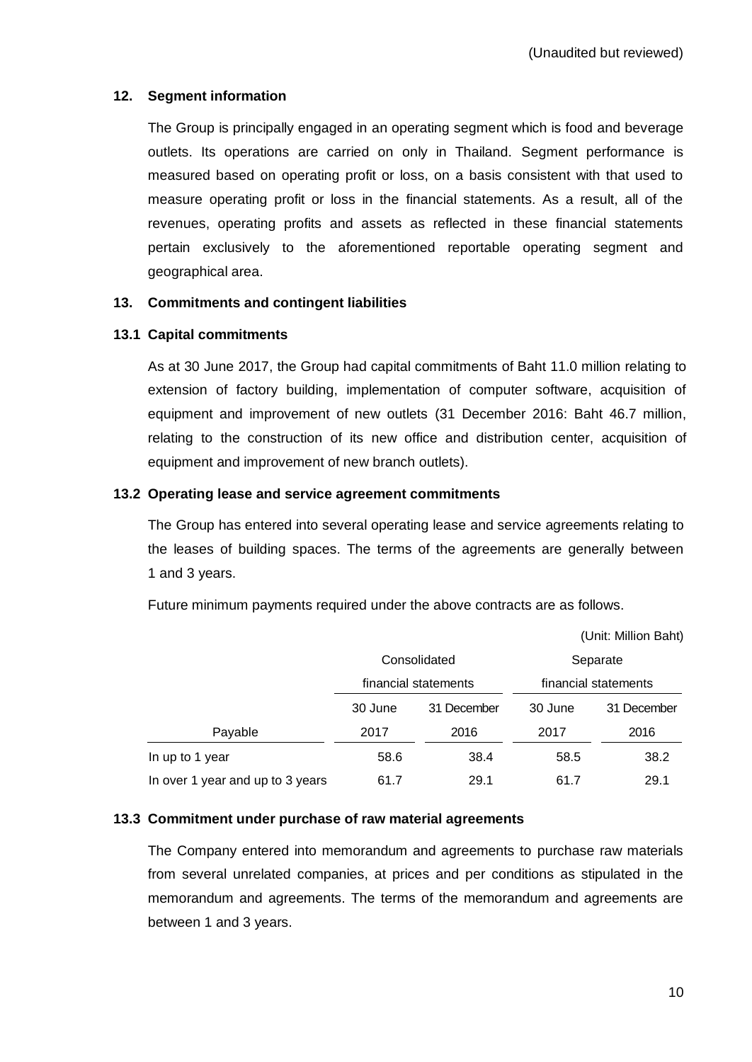(Unaudited but reviewed)

## 12. Segment information

The Group is principally engaged in an operating segment which is food and beverage outlets. Its operations are carried on only in Thailand. Segment performance is measured based on operating profit or loss, on a basis consistent with that used to measure operating profit or loss in the financial statements. As a result, all of the revenues, operating profits and assets as reflected in these financial statements pertain exclusively to the aforementioned reportable operating segment and geographical area.

## 13. Commitments and contingent liabilities

### 13.1 Capital commitments

As at 30 June 2017, the Group had capital commitments of Baht 11.0 million relating to extension of factory building, implementation of computer software, acquisition of equipment and improvement of new outlets (31 December 2016: Baht 46.7 million, relating to the construction of its new office and distribution center, acquisition of equipment and improvement of new branch outlets).

### 13.2 Operating lease and service agreement commitments

The Group has entered into several operating lease and service agreements relating to the leases of building spaces. The terms of the agreements are generally between 1 and 3 years.

Future minimum payments required under the above contracts are as follows.

(Unit: Million Baht)

| | Consolidated financial statements | | Separate financial statements | |
|---|---|---|---|---|
| Payable | 30 June 2017 | 31 December 2016 | 30 June 2017 | 31 December 2016 |
| In up to 1 year | 58.6 | 38.4 | 58.5 | 38.2 |
| In over 1 year and up to 3 years | 61.7 | 29.1 | 61.7 | 29.1 |

### 13.3 Commitment under purchase of raw material agreements

The Company entered into memorandum and agreements to purchase raw materials from several unrelated companies, at prices and per conditions as stipulated in the memorandum and agreements. The terms of the memorandum and agreements are between 1 and 3 years.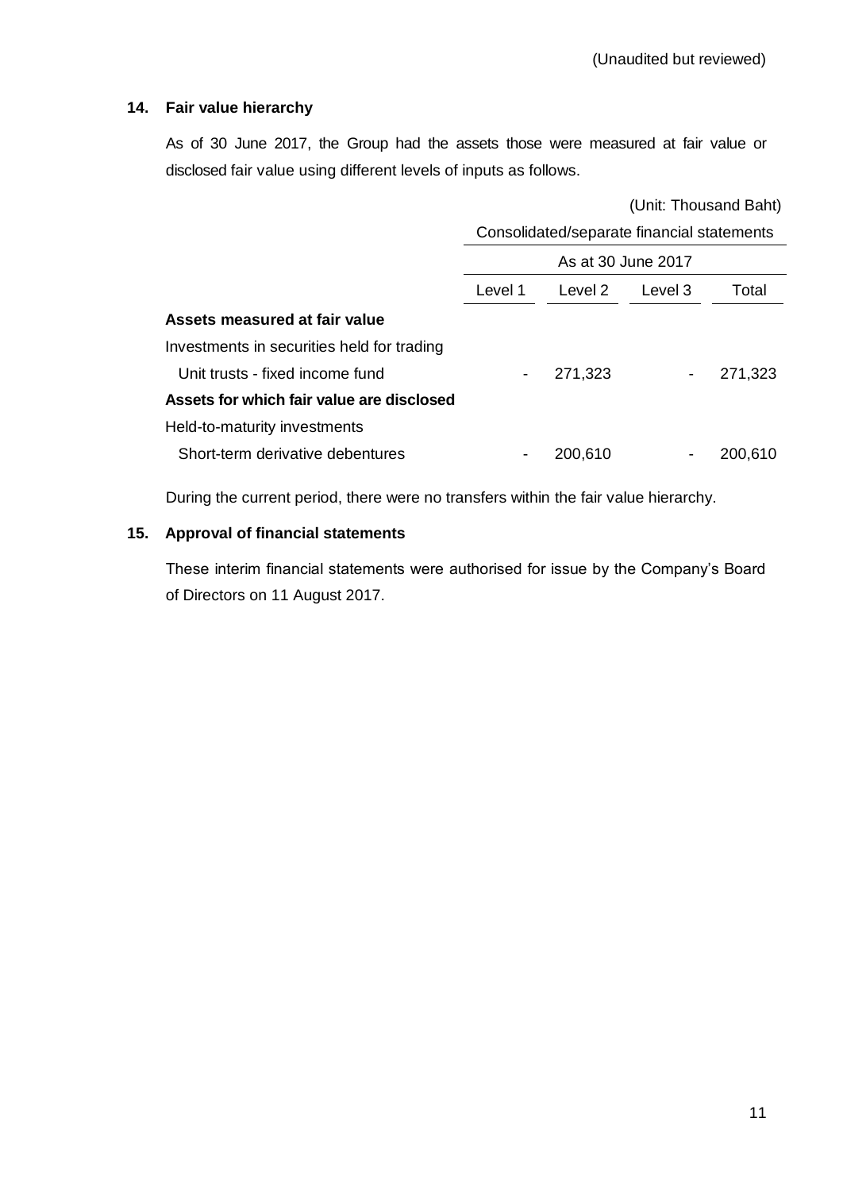(Unaudited but reviewed)

## 14. Fair value hierarchy

As of 30 June 2017, the Group had the assets those were measured at fair value or disclosed fair value using different levels of inputs as follows.

(Unit: Thousand Baht)

| | Consolidated/separate financial statements | | | |
|---|---|---|---|---|
| | As at 30 June 2017 | | | |
| | Level 1 | Level 2 | Level 3 | Total |
| **Assets measured at fair value** | | | | |
| Investments in securities held for trading | | | | |
| Unit trusts - fixed income fund | - | 271,323 | - | 271,323 |
| **Assets for which fair value are disclosed** | | | | |
| Held-to-maturity investments | | | | |
| Short-term derivative debentures | - | 200,610 | - | 200,610 |

During the current period, there were no transfers within the fair value hierarchy.

## 15. Approval of financial statements

These interim financial statements were authorised for issue by the Company's Board of Directors on 11 August 2017.